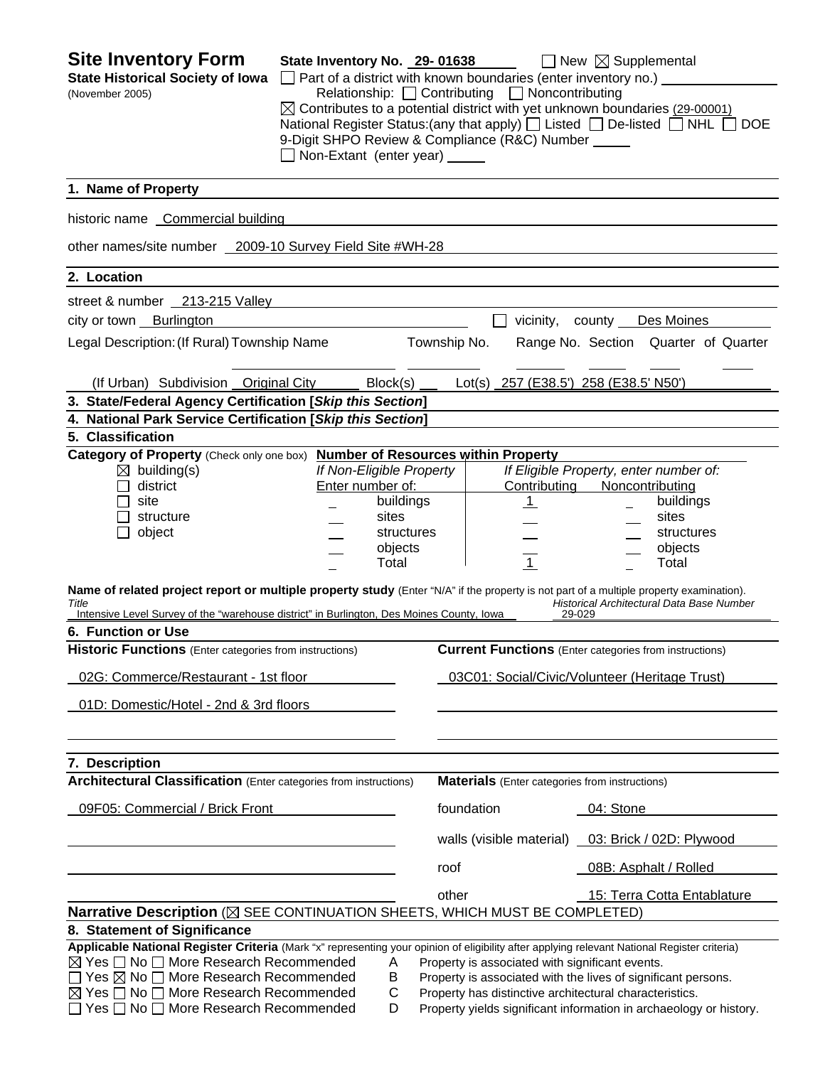# Site Inventory Form

**State Historical Society of Iowa**
(November 2005)

**State Inventory No.** 29- 01638 ☐ New ☒ Supplemental

☐ Part of a district with known boundaries (enter inventory no.)

Relationship: ☐ Contributing ☐ Noncontributing

☒ Contributes to a potential district with yet unknown boundaries (29-00001)

National Register Status:(any that apply) ☐ Listed ☐ De-listed ☐ NHL ☐ DOE

9-Digit SHPO Review & Compliance (R&C) Number

☐ Non-Extant (enter year)

## 1. Name of Property

historic name Commercial building

other names/site number 2009-10 Survey Field Site #WH-28

## 2. Location

street & number 213-215 Valley

city or town Burlington ☐ vicinity, county Des Moines

Legal Description: (If Rural) Township Name Township No. Range No. Section Quarter of Quarter

(If Urban) Subdivision Original City Block(s) Lot(s) 257 (E38.5') 258 (E38.5' N50')

## 3. State/Federal Agency Certification [*Skip this Section*]

## 4. National Park Service Certification [*Skip this Section*]

## 5. Classification

**Category of Property** (Check only one box)

- ☒ building(s)
- ☐ district
- ☐ site
- ☐ structure
- ☐ object

**Number of Resources within Property**

| If Non-Eligible Property Enter number of: | | If Eligible Property, enter number of: Contributing | Noncontributing | |
|---|---|---|---|---|
| | buildings | 1 | | buildings |
| | sites | | | sites |
| | structures | | | structures |
| | objects | | | objects |
| | Total | 1 | | Total |

**Name of related project report or multiple property study** (Enter "N/A" if the property is not part of a multiple property examination).

| *Title* | *Historical Architectural Data Base Number* |
|---|---|
| Intensive Level Survey of the "warehouse district" in Burlington, Des Moines County, Iowa | 29-029 |

## 6. Function or Use

| **Historic Functions** (Enter categories from instructions) | **Current Functions** (Enter categories from instructions) |
|---|---|
| 02G: Commerce/Restaurant - 1st floor | 03C01: Social/Civic/Volunteer (Heritage Trust) |
| 01D: Domestic/Hotel - 2nd & 3rd floors | |

## 7. Description

**Architectural Classification** (Enter categories from instructions)

09F05: Commercial / Brick Front

**Materials** (Enter categories from instructions)

| | |
|---|---|
| foundation | 04: Stone |
| walls (visible material) | 03: Brick / 02D: Plywood |
| roof | 08B: Asphalt / Rolled |
| other | 15: Terra Cotta Entablature |

**Narrative Description** (☒ SEE CONTINUATION SHEETS, WHICH MUST BE COMPLETED)

## 8. Statement of Significance

**Applicable National Register Criteria** (Mark "x" representing your opinion of eligibility after applying relevant National Register criteria)

- ☒ Yes ☐ No ☐ More Research Recommended A Property is associated with significant events.
- ☐ Yes ☒ No ☐ More Research Recommended B Property is associated with the lives of significant persons.
- ☒ Yes ☐ No ☐ More Research Recommended C Property has distinctive architectural characteristics.
- ☐ Yes ☐ No ☐ More Research Recommended D Property yields significant information in archaeology or history.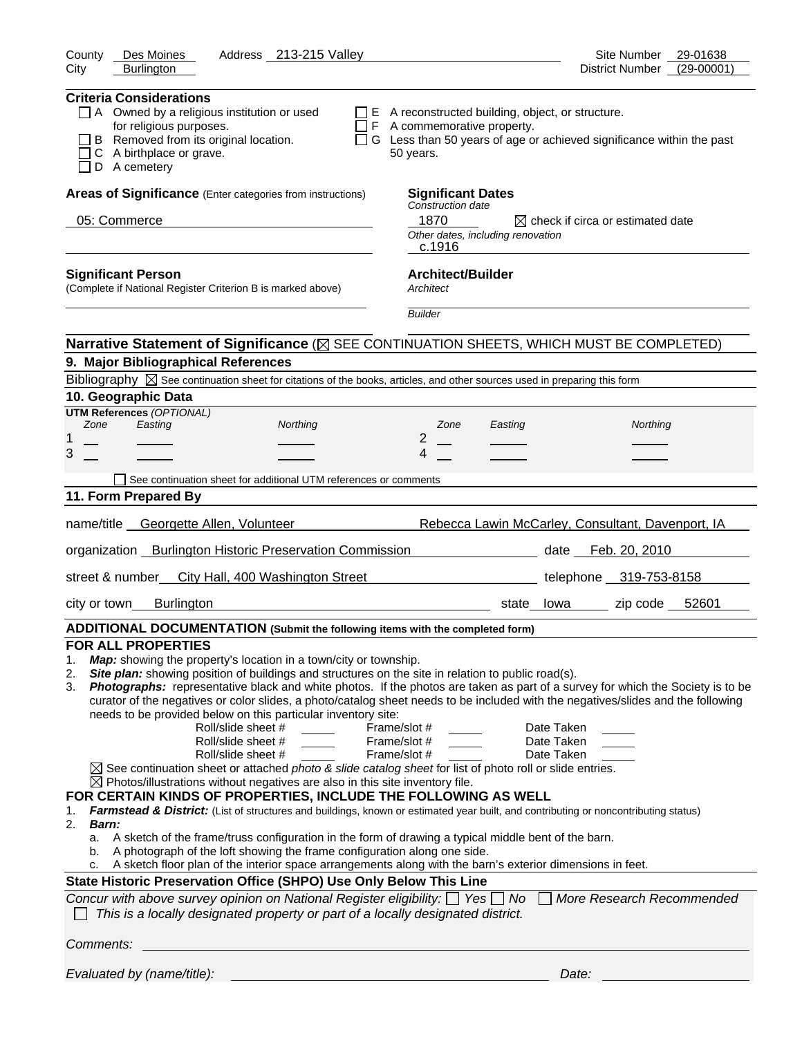County Des Moines Address 213-215 Valley Site Number 29-01638
City Burlington District Number (29-00001)

**Criteria Considerations**

- ☐ A Owned by a religious institution or used for religious purposes.
- ☐ B Removed from its original location.
- ☐ C A birthplace or grave.
- ☐ D A cemetery
- ☐ E A reconstructed building, object, or structure.
- ☐ F A commemorative property.
- ☐ G Less than 50 years of age or achieved significance within the past 50 years.

**Areas of Significance** (Enter categories from instructions)

05: Commerce

**Significant Dates**

*Construction date*

1870 ☒ check if circa or estimated date

*Other dates, including renovation*

c.1916

**Significant Person**
(Complete if National Register Criterion B is marked above)

**Architect/Builder**

*Architect*

*Builder*

**Narrative Statement of Significance** (☒ SEE CONTINUATION SHEETS, WHICH MUST BE COMPLETED)

## 9. Major Bibliographical References

Bibliography ☒ See continuation sheet for citations of the books, articles, and other sources used in preparing this form

## 10. Geographic Data

**UTM References** *(OPTIONAL)*

| | Zone | Easting | Northing | | Zone | Easting | Northing |
|---|---|---|---|---|---|---|---|
| 1 | | | | 2 | | | |
| 3 | | | | 4 | | | |

☐ See continuation sheet for additional UTM references or comments

## 11. Form Prepared By

name/title Georgette Allen, Volunteer Rebecca Lawin McCarley, Consultant, Davenport, IA

organization Burlington Historic Preservation Commission date Feb. 20, 2010

street & number City Hall, 400 Washington Street telephone 319-753-8158

city or town Burlington state Iowa zip code 52601

**ADDITIONAL DOCUMENTATION (Submit the following items with the completed form)**

**FOR ALL PROPERTIES**

1. ***Map:*** showing the property's location in a town/city or township.
2. ***Site plan:*** showing position of buildings and structures on the site in relation to public road(s).
3. ***Photographs:*** representative black and white photos. If the photos are taken as part of a survey for which the Society is to be curator of the negatives or color slides, a photo/catalog sheet needs to be included with the negatives/slides and the following needs to be provided below on this particular inventory site:

Roll/slide sheet # _____ Frame/slot # _____ Date Taken _____
Roll/slide sheet # _____ Frame/slot # _____ Date Taken _____
Roll/slide sheet # _____ Frame/slot # _____ Date Taken _____

☒ See continuation sheet or attached *photo & slide catalog sheet* for list of photo roll or slide entries.
☒ Photos/illustrations without negatives are also in this site inventory file.

**FOR CERTAIN KINDS OF PROPERTIES, INCLUDE THE FOLLOWING AS WELL**

1. ***Farmstead & District:*** (List of structures and buildings, known or estimated year built, and contributing or noncontributing status)
2. ***Barn:***
   a. A sketch of the frame/truss configuration in the form of drawing a typical middle bent of the barn.
   b. A photograph of the loft showing the frame configuration along one side.
   c. A sketch floor plan of the interior space arrangements along with the barn's exterior dimensions in feet.

**State Historic Preservation Office (SHPO) Use Only Below This Line**

*Concur with above survey opinion on National Register eligibility:* ☐ *Yes* ☐ *No* ☐ *More Research Recommended*
☐ *This is a locally designated property or part of a locally designated district.*

*Comments:*

*Evaluated by (name/title):* *Date:*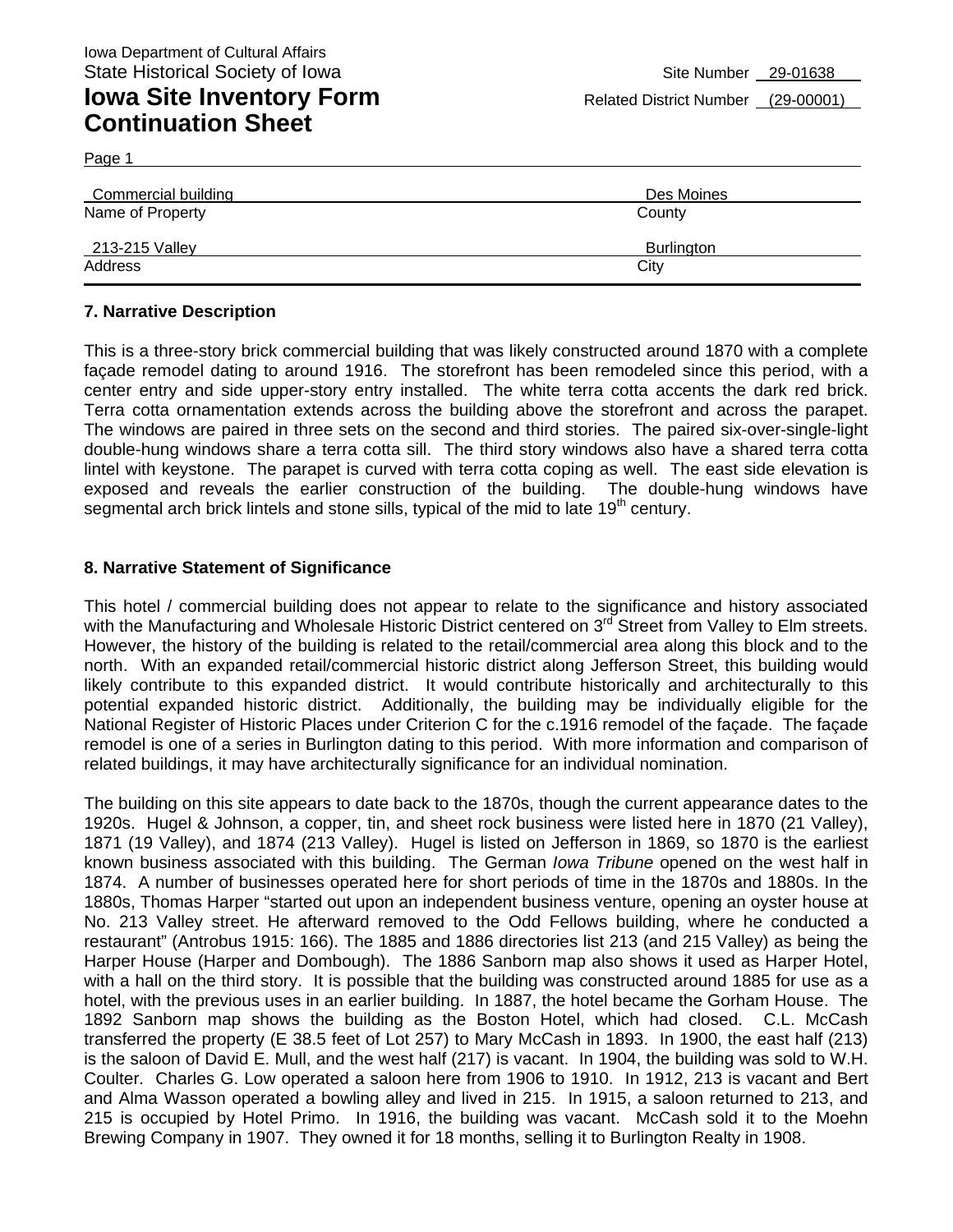Iowa Department of Cultural Affairs
State Historical Society of Iowa

# Iowa Site Inventory Form Continuation Sheet

Site Number 29-01638
Related District Number (29-00001)

Page 1

| Commercial building | Des Moines |
|---|---|
| Name of Property | County |
| 213-215 Valley | Burlington |
| Address | City |

## 7. Narrative Description

This is a three-story brick commercial building that was likely constructed around 1870 with a complete façade remodel dating to around 1916. The storefront has been remodeled since this period, with a center entry and side upper-story entry installed. The white terra cotta accents the dark red brick. Terra cotta ornamentation extends across the building above the storefront and across the parapet. The windows are paired in three sets on the second and third stories. The paired six-over-single-light double-hung windows share a terra cotta sill. The third story windows also have a shared terra cotta lintel with keystone. The parapet is curved with terra cotta coping as well. The east side elevation is exposed and reveals the earlier construction of the building. The double-hung windows have segmental arch brick lintels and stone sills, typical of the mid to late 19th century.

## 8. Narrative Statement of Significance

This hotel / commercial building does not appear to relate to the significance and history associated with the Manufacturing and Wholesale Historic District centered on 3rd Street from Valley to Elm streets. However, the history of the building is related to the retail/commercial area along this block and to the north. With an expanded retail/commercial historic district along Jefferson Street, this building would likely contribute to this expanded district. It would contribute historically and architecturally to this potential expanded historic district. Additionally, the building may be individually eligible for the National Register of Historic Places under Criterion C for the c.1916 remodel of the façade. The façade remodel is one of a series in Burlington dating to this period. With more information and comparison of related buildings, it may have architecturally significance for an individual nomination.

The building on this site appears to date back to the 1870s, though the current appearance dates to the 1920s. Hugel & Johnson, a copper, tin, and sheet rock business were listed here in 1870 (21 Valley), 1871 (19 Valley), and 1874 (213 Valley). Hugel is listed on Jefferson in 1869, so 1870 is the earliest known business associated with this building. The German *Iowa Tribune* opened on the west half in 1874. A number of businesses operated here for short periods of time in the 1870s and 1880s. In the 1880s, Thomas Harper "started out upon an independent business venture, opening an oyster house at No. 213 Valley street. He afterward removed to the Odd Fellows building, where he conducted a restaurant" (Antrobus 1915: 166). The 1885 and 1886 directories list 213 (and 215 Valley) as being the Harper House (Harper and Dombough). The 1886 Sanborn map also shows it used as Harper Hotel, with a hall on the third story. It is possible that the building was constructed around 1885 for use as a hotel, with the previous uses in an earlier building. In 1887, the hotel became the Gorham House. The 1892 Sanborn map shows the building as the Boston Hotel, which had closed. C.L. McCash transferred the property (E 38.5 feet of Lot 257) to Mary McCash in 1893. In 1900, the east half (213) is the saloon of David E. Mull, and the west half (217) is vacant. In 1904, the building was sold to W.H. Coulter. Charles G. Low operated a saloon here from 1906 to 1910. In 1912, 213 is vacant and Bert and Alma Wasson operated a bowling alley and lived in 215. In 1915, a saloon returned to 213, and 215 is occupied by Hotel Primo. In 1916, the building was vacant. McCash sold it to the Moehn Brewing Company in 1907. They owned it for 18 months, selling it to Burlington Realty in 1908.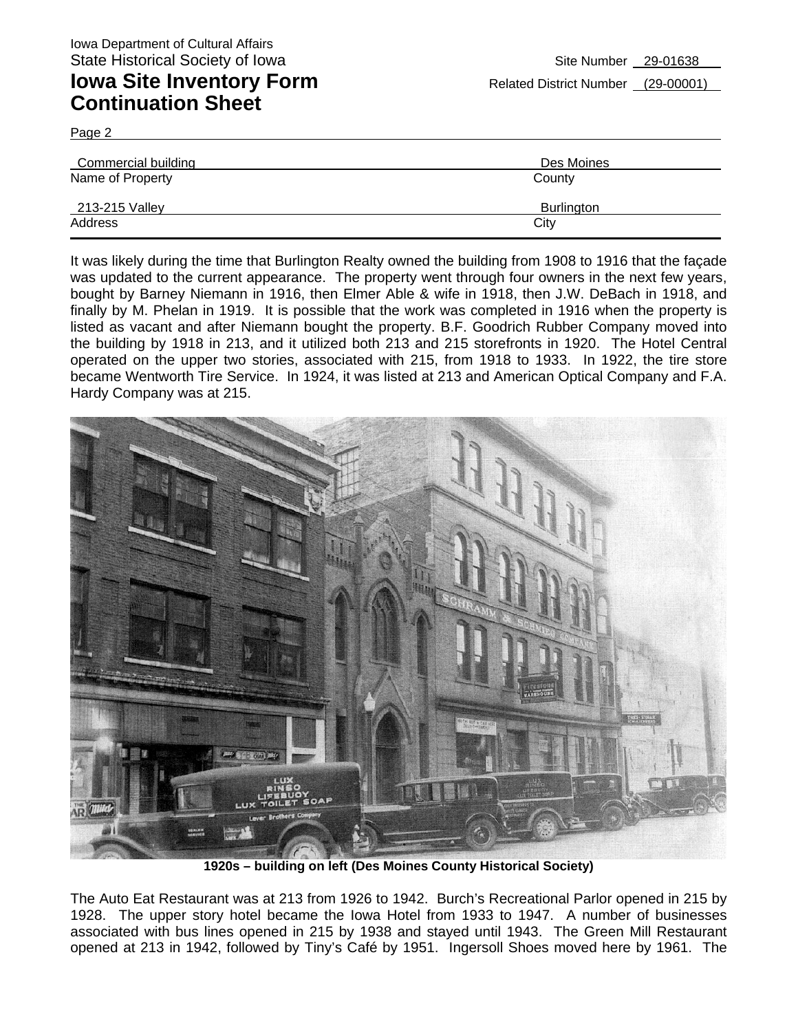Iowa Department of Cultural Affairs
State Historical Society of Iowa

**Iowa Site Inventory Form**
**Continuation Sheet**

Site Number 29-01638
Related District Number (29-00001)

Page 2

| Commercial building | Des Moines |
|---|---|
| Name of Property | County |
| 213-215 Valley | Burlington |
| Address | City |

It was likely during the time that Burlington Realty owned the building from 1908 to 1916 that the façade was updated to the current appearance. The property went through four owners in the next few years, bought by Barney Niemann in 1916, then Elmer Able & wife in 1918, then J.W. DeBach in 1918, and finally by M. Phelan in 1919. It is possible that the work was completed in 1916 when the property is listed as vacant and after Niemann bought the property. B.F. Goodrich Rubber Company moved into the building by 1918 in 213, and it utilized both 213 and 215 storefronts in 1920. The Hotel Central operated on the upper two stories, associated with 215, from 1918 to 1933. In 1922, the tire store became Wentworth Tire Service. In 1924, it was listed at 213 and American Optical Company and F.A. Hardy Company was at 215.

**1920s – building on left (Des Moines County Historical Society)**

The Auto Eat Restaurant was at 213 from 1926 to 1942. Burch's Recreational Parlor opened in 215 by 1928. The upper story hotel became the Iowa Hotel from 1933 to 1947. A number of businesses associated with bus lines opened in 215 by 1938 and stayed until 1943. The Green Mill Restaurant opened at 213 in 1942, followed by Tiny's Café by 1951. Ingersoll Shoes moved here by 1961. The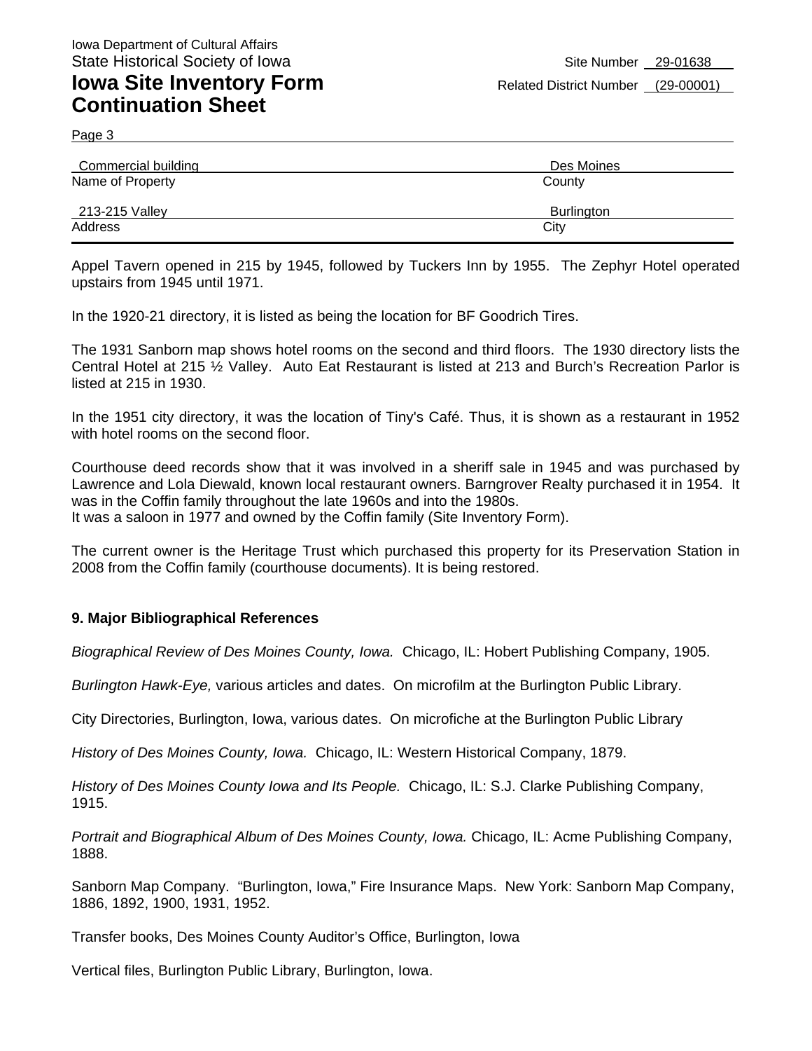Iowa Department of Cultural Affairs
State Historical Society of Iowa

# Iowa Site Inventory Form Continuation Sheet

Site Number 29-01638
Related District Number (29-00001)

| Commercial building | Des Moines |
|---|---|
| Name of Property | County |
| 213-215 Valley | Burlington |
| Address | City |

Appel Tavern opened in 215 by 1945, followed by Tuckers Inn by 1955. The Zephyr Hotel operated upstairs from 1945 until 1971.

In the 1920-21 directory, it is listed as being the location for BF Goodrich Tires.

The 1931 Sanborn map shows hotel rooms on the second and third floors. The 1930 directory lists the Central Hotel at 215 ½ Valley. Auto Eat Restaurant is listed at 213 and Burch's Recreation Parlor is listed at 215 in 1930.

In the 1951 city directory, it was the location of Tiny's Café. Thus, it is shown as a restaurant in 1952 with hotel rooms on the second floor.

Courthouse deed records show that it was involved in a sheriff sale in 1945 and was purchased by Lawrence and Lola Diewald, known local restaurant owners. Barngrover Realty purchased it in 1954. It was in the Coffin family throughout the late 1960s and into the 1980s.
It was a saloon in 1977 and owned by the Coffin family (Site Inventory Form).

The current owner is the Heritage Trust which purchased this property for its Preservation Station in 2008 from the Coffin family (courthouse documents). It is being restored.

## 9. Major Bibliographical References

*Biographical Review of Des Moines County, Iowa.* Chicago, IL: Hobert Publishing Company, 1905.

*Burlington Hawk-Eye,* various articles and dates. On microfilm at the Burlington Public Library.

City Directories, Burlington, Iowa, various dates. On microfiche at the Burlington Public Library

*History of Des Moines County, Iowa.* Chicago, IL: Western Historical Company, 1879.

*History of Des Moines County Iowa and Its People.* Chicago, IL: S.J. Clarke Publishing Company, 1915.

*Portrait and Biographical Album of Des Moines County, Iowa.* Chicago, IL: Acme Publishing Company, 1888.

Sanborn Map Company. "Burlington, Iowa," Fire Insurance Maps. New York: Sanborn Map Company, 1886, 1892, 1900, 1931, 1952.

Transfer books, Des Moines County Auditor's Office, Burlington, Iowa

Vertical files, Burlington Public Library, Burlington, Iowa.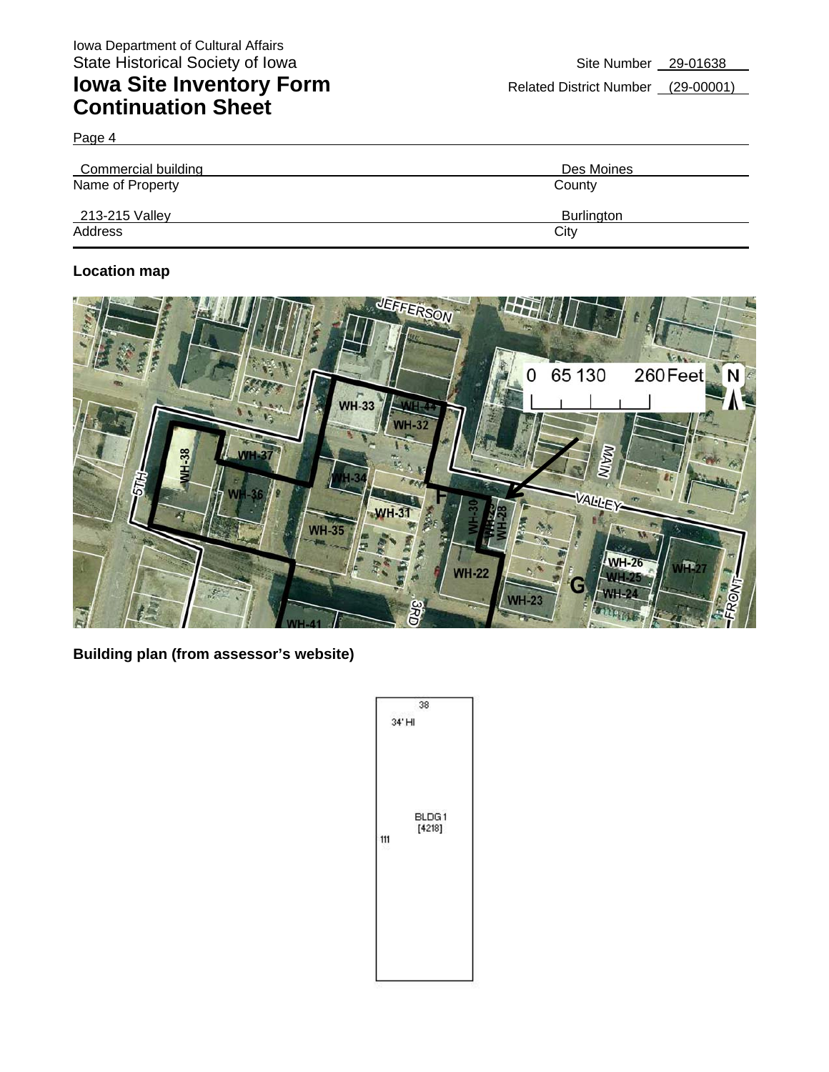Iowa Department of Cultural Affairs
State Historical Society of Iowa

# Iowa Site Inventory Form Continuation Sheet

Site Number 29-01638
Related District Number (29-00001)

Page 4

| Commercial building | Des Moines |
|---|---|
| Name of Property | County |
| 213-215 Valley | Burlington |
| Address | City |

**Location map**

**Building plan (from assessor's website)**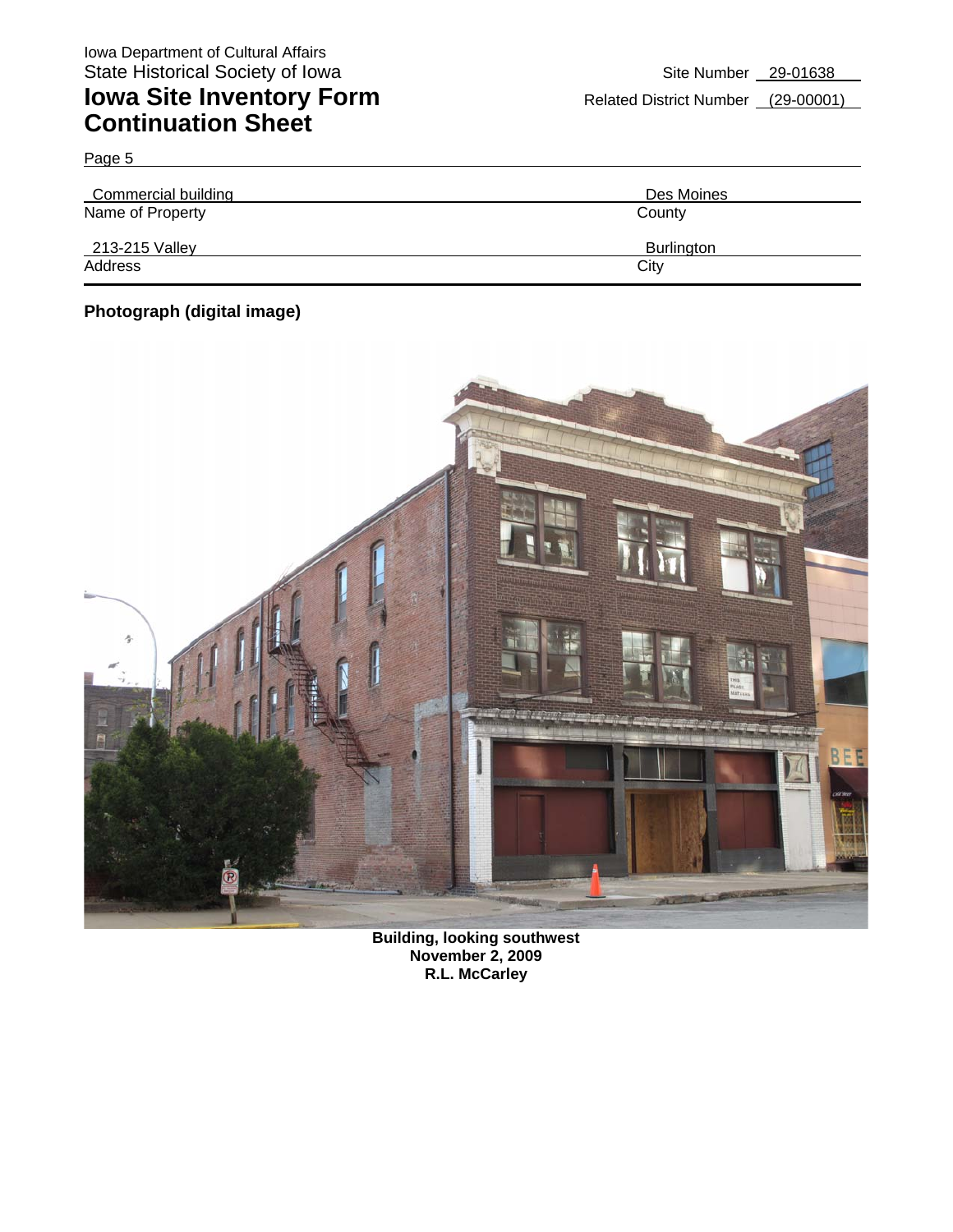Iowa Department of Cultural Affairs
State Historical Society of Iowa

# Iowa Site Inventory Form Continuation Sheet

Site Number 29-01638

Related District Number (29-00001)

Page 5

| Commercial building | Des Moines |
|---|---|
| Name of Property | County |
| 213-215 Valley | Burlington |
| Address | City |

**Photograph (digital image)**

**Building, looking southwest**
**November 2, 2009**
**R.L. McCarley**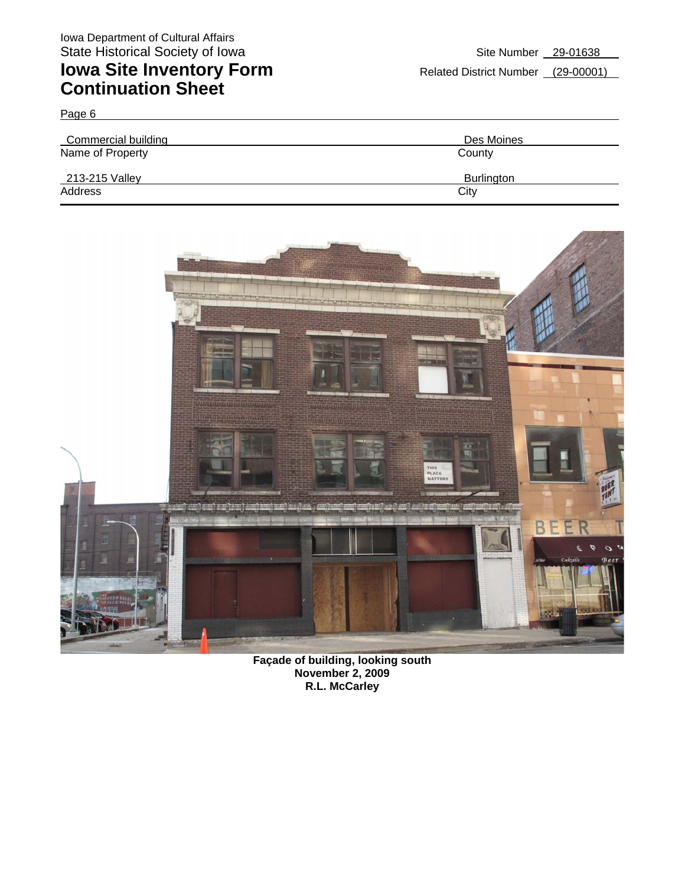Iowa Department of Cultural Affairs
State Historical Society of Iowa

# Iowa Site Inventory Form Continuation Sheet

Site Number 29-01638

Related District Number (29-00001)

Page 6

| | |
|---|---|
| Commercial building | Des Moines |
| Name of Property | County |
| 213-215 Valley | Burlington |
| Address | City |

**Façade of building, looking south**
**November 2, 2009**
**R.L. McCarley**